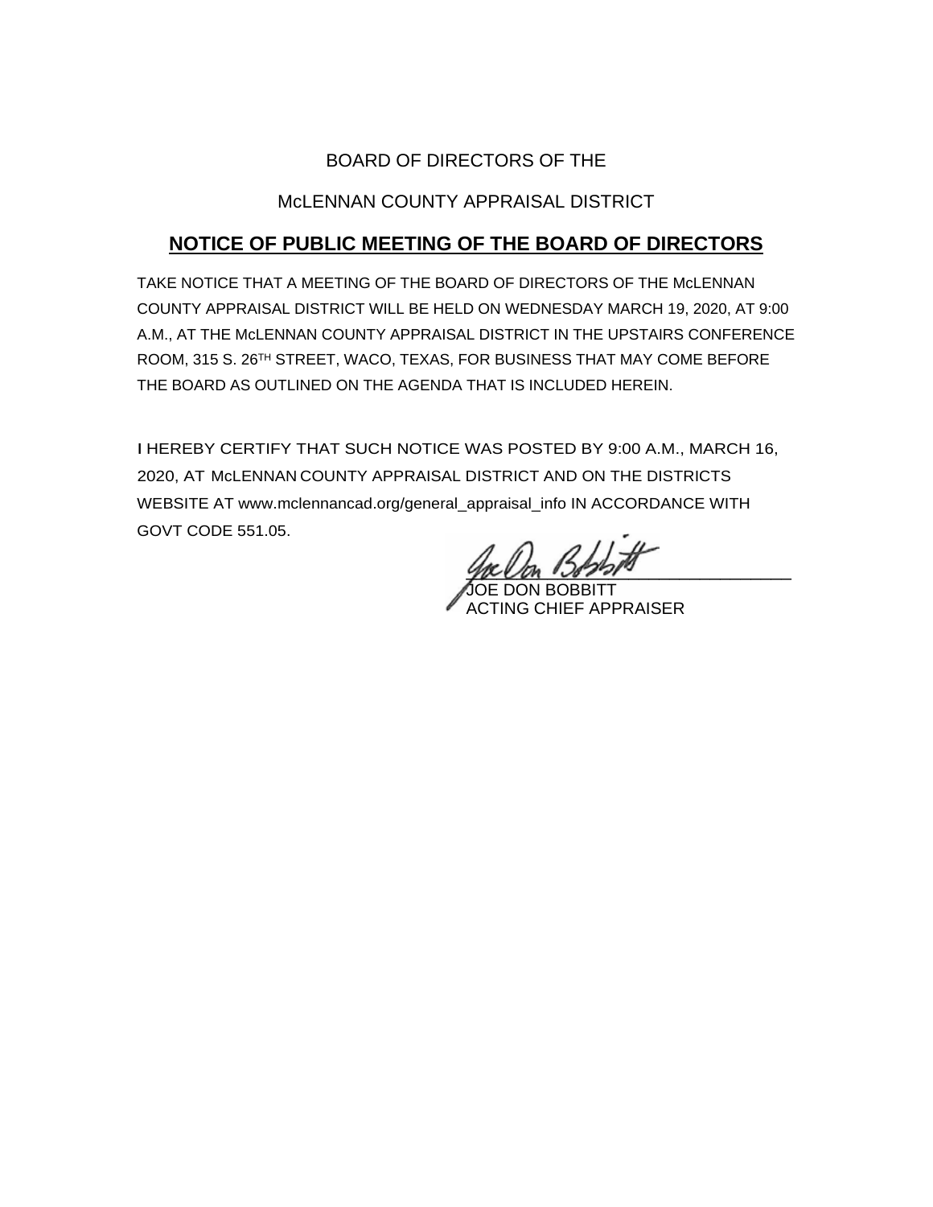BOARD OF DIRECTORS OF THE

McLENNAN COUNTY APPRAISAL DISTRICT

## NOTICE OF PUBLIC MEETING OF THE BOARD OF DIRECTORS

TAKE NOTICE THAT A MEETING OF THE BOARD OF DIRECTORS OF THE McLENNAN COUNTY APPRAISAL DISTRICT WILL BE HELD ON WEDNESDAY MARCH 19, 2020, AT 9:00 A.M., AT THE McLENNAN COUNTY APPRAISAL DISTRICT IN THE UPSTAIRS CONFERENCE ROOM, 315 S. 26TH STREET, WACO, TEXAS, FOR BUSINESS THAT MAY COME BEFORE THE BOARD AS OUTLINED ON THE AGENDA THAT IS INCLUDED HEREIN.

I HEREBY CERTIFY THAT SUCH NOTICE WAS POSTED BY 9:00 A.M., MARCH 16, 2020, AT McLENNAN COUNTY APPRAISAL DISTRICT AND ON THE DISTRICTS WEBSITE AT www.mclennancad.org/general_appraisal_info IN ACCORDANCE WITH GOVT CODE 551.05.

JOE DON BOBBITT
ACTING CHIEF APPRAISER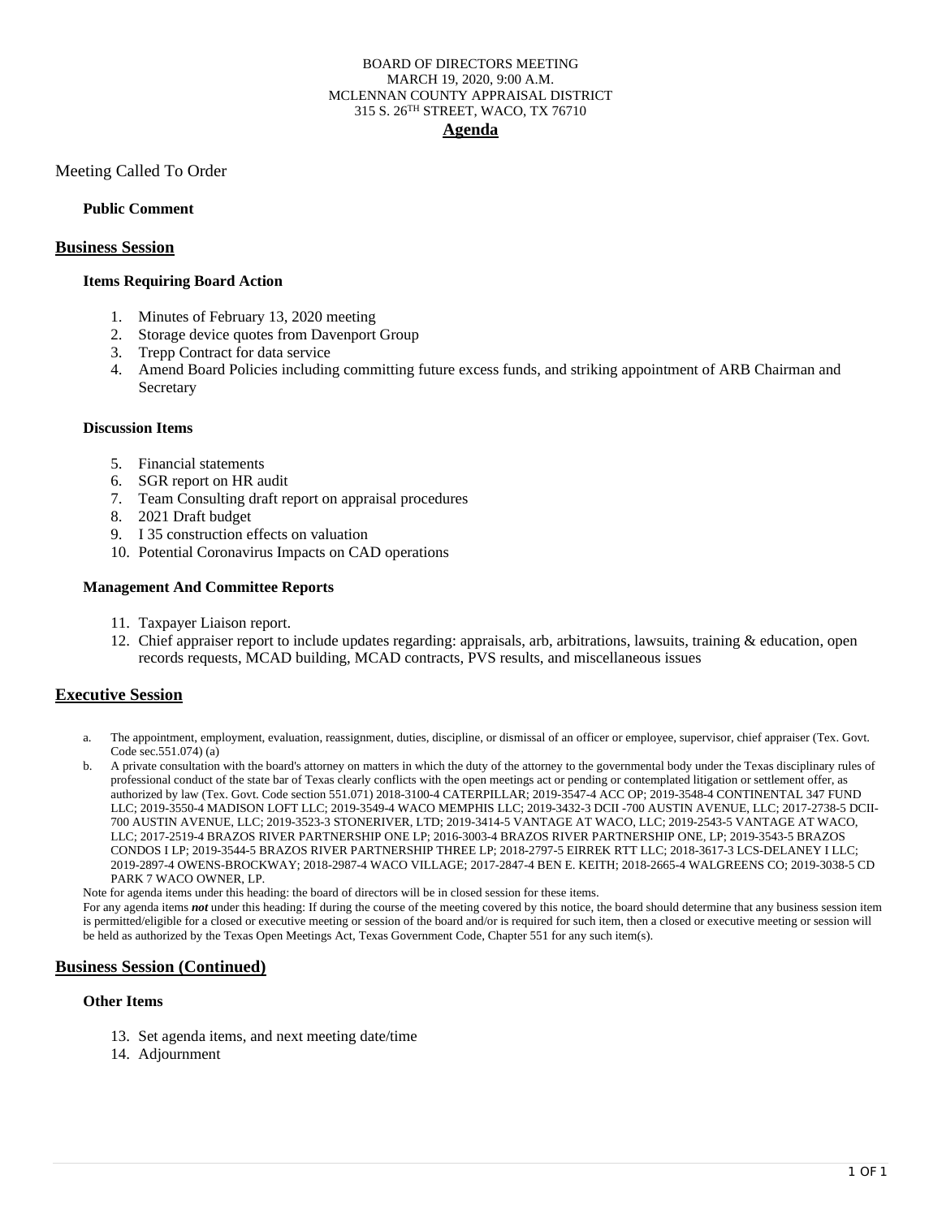BOARD OF DIRECTORS MEETING
MARCH 19, 2020, 9:00 A.M.
MCLENNAN COUNTY APPRAISAL DISTRICT
315 S. 26TH STREET, WACO, TX 76710

# Agenda

Meeting Called To Order

**Public Comment**

## Business Session

**Items Requiring Board Action**

1. Minutes of February 13, 2020 meeting
2. Storage device quotes from Davenport Group
3. Trepp Contract for data service
4. Amend Board Policies including committing future excess funds, and striking appointment of ARB Chairman and Secretary

**Discussion Items**

5. Financial statements
6. SGR report on HR audit
7. Team Consulting draft report on appraisal procedures
8. 2021 Draft budget
9. I 35 construction effects on valuation
10. Potential Coronavirus Impacts on CAD operations

**Management And Committee Reports**

11. Taxpayer Liaison report.
12. Chief appraiser report to include updates regarding: appraisals, arb, arbitrations, lawsuits, training & education, open records requests, MCAD building, MCAD contracts, PVS results, and miscellaneous issues

## Executive Session

a. The appointment, employment, evaluation, reassignment, duties, discipline, or dismissal of an officer or employee, supervisor, chief appraiser (Tex. Govt. Code sec.551.074) (a)
b. A private consultation with the board's attorney on matters in which the duty of the attorney to the governmental body under the Texas disciplinary rules of professional conduct of the state bar of Texas clearly conflicts with the open meetings act or pending or contemplated litigation or settlement offer, as authorized by law (Tex. Govt. Code section 551.071) 2018-3100-4 CATERPILLAR; 2019-3547-4 ACC OP; 2019-3548-4 CONTINENTAL 347 FUND LLC; 2019-3550-4 MADISON LOFT LLC; 2019-3549-4 WACO MEMPHIS LLC; 2019-3432-3 DCII -700 AUSTIN AVENUE, LLC; 2017-2738-5 DCII-700 AUSTIN AVENUE, LLC; 2019-3523-3 STONERIVER, LTD; 2019-3414-5 VANTAGE AT WACO, LLC; 2019-2543-5 VANTAGE AT WACO, LLC; 2017-2519-4 BRAZOS RIVER PARTNERSHIP ONE LP; 2016-3003-4 BRAZOS RIVER PARTNERSHIP ONE, LP; 2019-3543-5 BRAZOS CONDOS I LP; 2019-3544-5 BRAZOS RIVER PARTNERSHIP THREE LP; 2018-2797-5 EIRREK RTT LLC; 2018-3617-3 LCS-DELANEY I LLC; 2019-2897-4 OWENS-BROCKWAY; 2018-2987-4 WACO VILLAGE; 2017-2847-4 BEN E. KEITH; 2018-2665-4 WALGREENS CO; 2019-3038-5 CD PARK 7 WACO OWNER, LP.

Note for agenda items under this heading: the board of directors will be in closed session for these items.

For any agenda items ***not*** under this heading: If during the course of the meeting covered by this notice, the board should determine that any business session item is permitted/eligible for a closed or executive meeting or session of the board and/or is required for such item, then a closed or executive meeting or session will be held as authorized by the Texas Open Meetings Act, Texas Government Code, Chapter 551 for any such item(s).

## Business Session (Continued)

**Other Items**

13. Set agenda items, and next meeting date/time
14. Adjournment